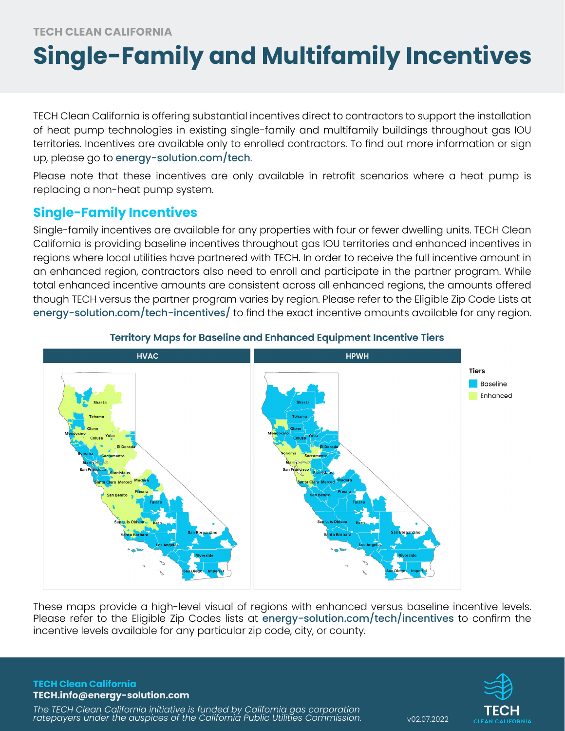TECH CLEAN CALIFORNIA

# Single-Family and Multifamily Incentives

TECH Clean California is offering substantial incentives direct to contractors to support the installation of heat pump technologies in existing single-family and multifamily buildings throughout gas IOU territories. Incentives are available only to enrolled contractors. To find out more information or sign up, please go to energy-solution.com/tech.

Please note that these incentives are only available in retrofit scenarios where a heat pump is replacing a non-heat pump system.

## Single-Family Incentives

Single-family incentives are available for any properties with four or fewer dwelling units. TECH Clean California is providing baseline incentives throughout gas IOU territories and enhanced incentives in regions where local utilities have partnered with TECH. In order to receive the full incentive amount in an enhanced region, contractors also need to enroll and participate in the partner program. While total enhanced incentive amounts are consistent across all enhanced regions, the amounts offered though TECH versus the partner program varies by region. Please refer to the Eligible Zip Code Lists at energy-solution.com/tech-incentives/ to find the exact incentive amounts available for any region.

**Territory Maps for Baseline and Enhanced Equipment Incentive Tiers**

These maps provide a high-level visual of regions with enhanced versus baseline incentive levels. Please refer to the Eligible Zip Codes lists at energy-solution.com/tech/incentives to confirm the incentive levels available for any particular zip code, city, or county.

**TECH Clean California**
**TECH.info@energy-solution.com**

*The TECH Clean California initiative is funded by California gas corporation ratepayers under the auspices of the California Public Utilities Commission.*

v02.07.2022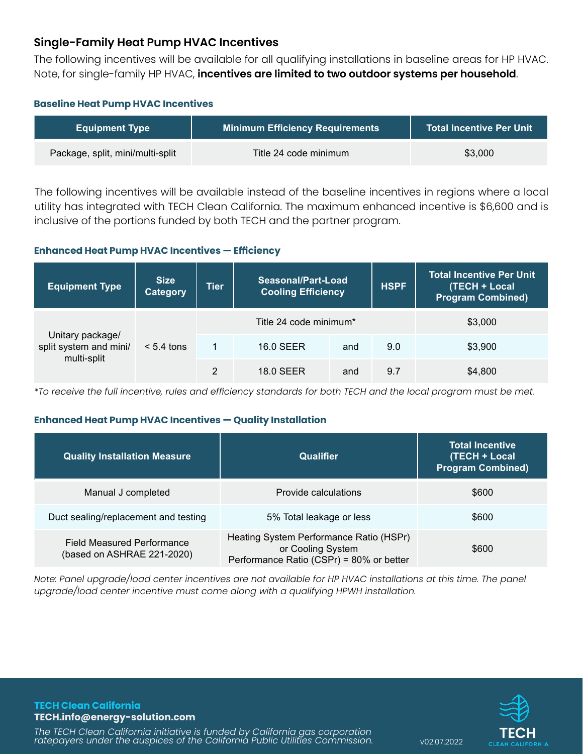## Single-Family Heat Pump HVAC Incentives

The following incentives will be available for all qualifying installations in baseline areas for HP HVAC. Note, for single-family HP HVAC, **incentives are limited to two outdoor systems per household**.

### Baseline Heat Pump HVAC Incentives

| Equipment Type | Minimum Efficiency Requirements | Total Incentive Per Unit |
| --- | --- | --- |
| Package, split, mini/multi-split | Title 24 code minimum | $3,000 |

The following incentives will be available instead of the baseline incentives in regions where a local utility has integrated with TECH Clean California. The maximum enhanced incentive is $6,600 and is inclusive of the portions funded by both TECH and the partner program.

### Enhanced Heat Pump HVAC Incentives — Efficiency

| Equipment Type | Size Category | Tier | Seasonal/Part-Load Cooling Efficiency | | HSPF | Total Incentive Per Unit (TECH + Local Program Combined) |
| --- | --- | --- | --- | --- | --- | --- |
| Unitary package/ split system and mini/ multi-split | < 5.4 tons | Title 24 code minimum* | | | | $3,000 |
| | | 1 | 16.0 SEER | and | 9.0 | $3,900 |
| | | 2 | 18.0 SEER | and | 9.7 | $4,800 |

*\*To receive the full incentive, rules and efficiency standards for both TECH and the local program must be met.*

### Enhanced Heat Pump HVAC Incentives — Quality Installation

| Quality Installation Measure | Qualifier | Total Incentive (TECH + Local Program Combined) |
| --- | --- | --- |
| Manual J completed | Provide calculations | $600 |
| Duct sealing/replacement and testing | 5% Total leakage or less | $600 |
| Field Measured Performance (based on ASHRAE 221-2020) | Heating System Performance Ratio (HSPr) or Cooling System Performance Ratio (CSPr) = 80% or better | $600 |

*Note: Panel upgrade/load center incentives are not available for HP HVAC installations at this time. The panel upgrade/load center incentive must come along with a qualifying HPWH installation.*

**TECH Clean California**
**TECH.info@energy-solution.com**

*The TECH Clean California initiative is funded by California gas corporation ratepayers under the auspices of the California Public Utilities Commission.*

v02.07.2022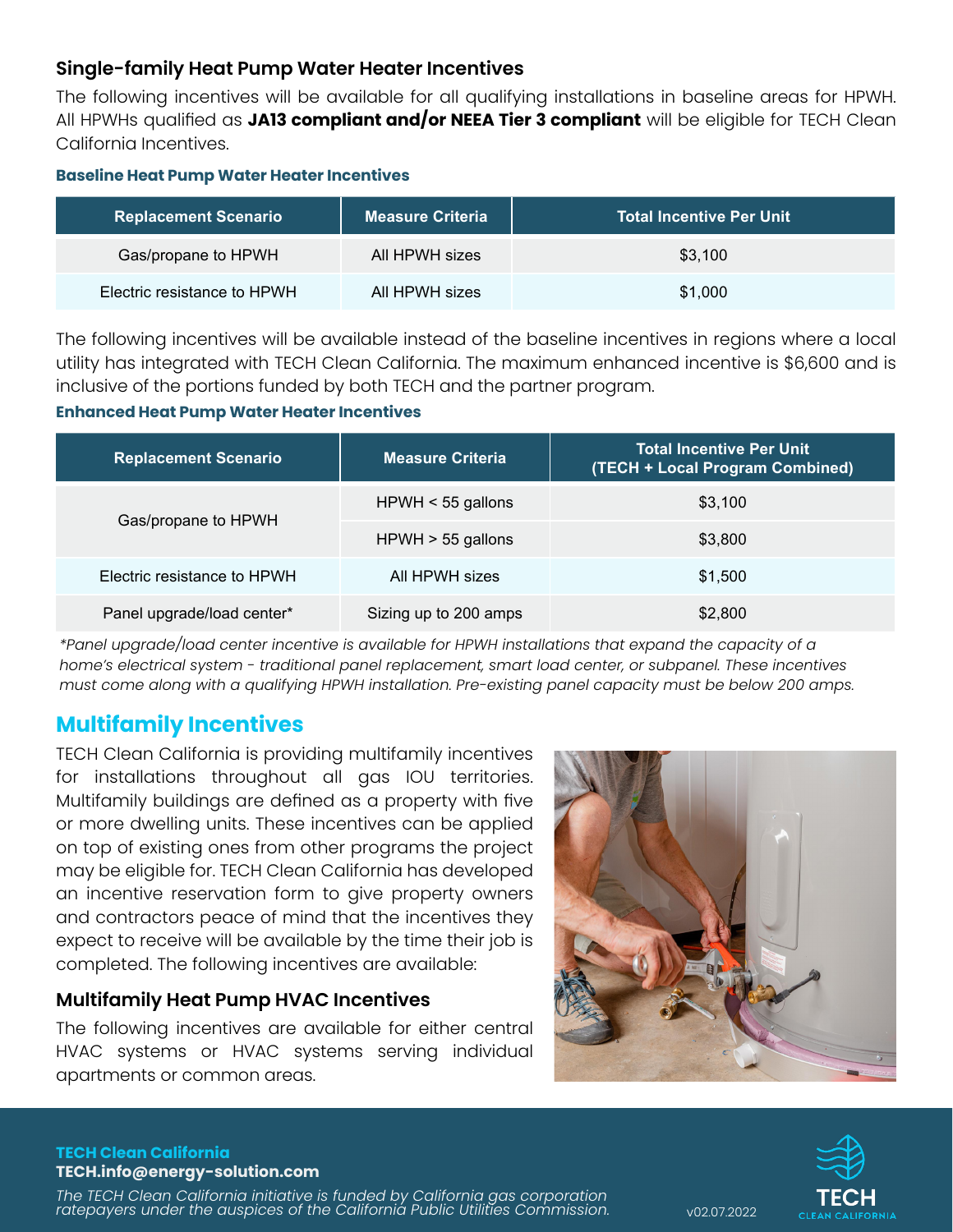## Single-family Heat Pump Water Heater Incentives

The following incentives will be available for all qualifying installations in baseline areas for HPWH. All HPWHs qualified as **JA13 compliant and/or NEEA Tier 3 compliant** will be eligible for TECH Clean California Incentives.

#### Baseline Heat Pump Water Heater Incentives

| Replacement Scenario | Measure Criteria | Total Incentive Per Unit |
|---|---|---|
| Gas/propane to HPWH | All HPWH sizes | $3,100 |
| Electric resistance to HPWH | All HPWH sizes | $1,000 |

The following incentives will be available instead of the baseline incentives in regions where a local utility has integrated with TECH Clean California. The maximum enhanced incentive is $6,600 and is inclusive of the portions funded by both TECH and the partner program.

#### Enhanced Heat Pump Water Heater Incentives

| Replacement Scenario | Measure Criteria | Total Incentive Per Unit (TECH + Local Program Combined) |
|---|---|---|
| Gas/propane to HPWH | HPWH < 55 gallons | $3,100 |
| | HPWH > 55 gallons | $3,800 |
| Electric resistance to HPWH | All HPWH sizes | $1,500 |
| Panel upgrade/load center* | Sizing up to 200 amps | $2,800 |

*\*Panel upgrade/load center incentive is available for HPWH installations that expand the capacity of a home's electrical system - traditional panel replacement, smart load center, or subpanel. These incentives must come along with a qualifying HPWH installation. Pre-existing panel capacity must be below 200 amps.*

## Multifamily Incentives

TECH Clean California is providing multifamily incentives for installations throughout all gas IOU territories. Multifamily buildings are defined as a property with five or more dwelling units. These incentives can be applied on top of existing ones from other programs the project may be eligible for. TECH Clean California has developed an incentive reservation form to give property owners and contractors peace of mind that the incentives they expect to receive will be available by the time their job is completed. The following incentives are available:

### Multifamily Heat Pump HVAC Incentives

The following incentives are available for either central HVAC systems or HVAC systems serving individual apartments or common areas.

**TECH Clean California**
**TECH.info@energy-solution.com**

*The TECH Clean California initiative is funded by California gas corporation ratepayers under the auspices of the California Public Utilities Commission.*

v02.07.2022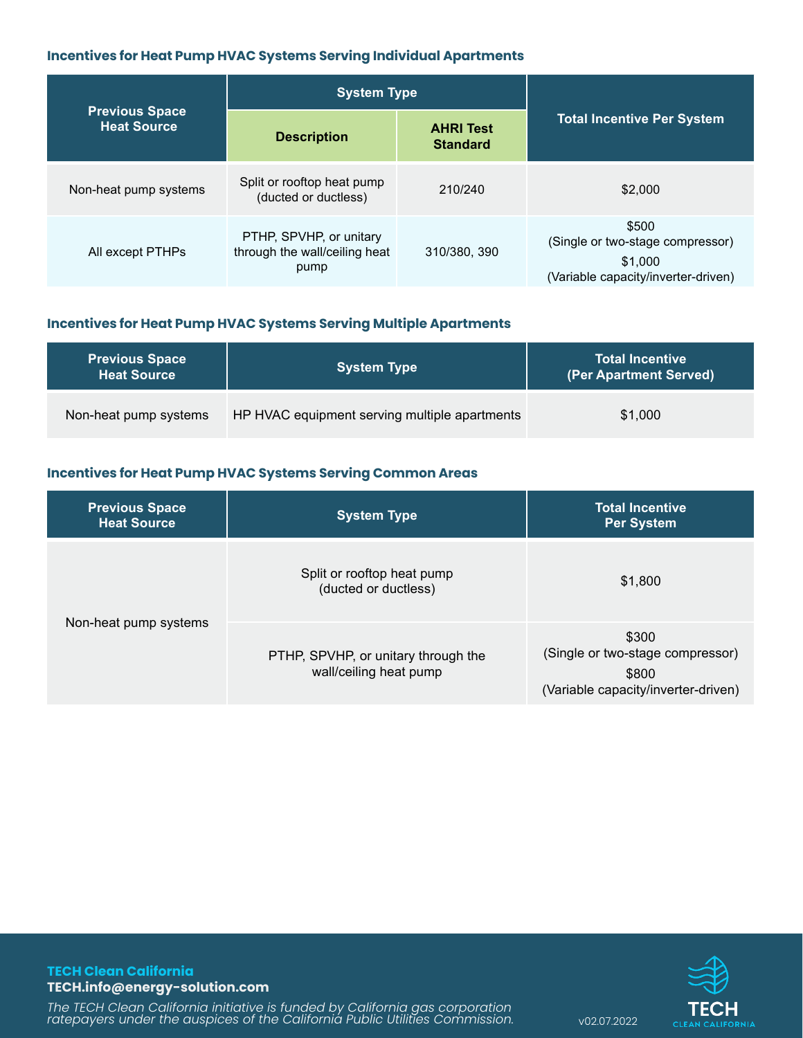### Incentives for Heat Pump HVAC Systems Serving Individual Apartments

| Previous Space Heat Source | System Type | | Total Incentive Per System |
|---|---|---|---|
| | **Description** | **AHRI Test Standard** | |
| Non-heat pump systems | Split or rooftop heat pump (ducted or ductless) | 210/240 | $2,000 |
| All except PTHPs | PTHP, SPVHP, or unitary through the wall/ceiling heat pump | 310/380, 390 | $500 (Single or two-stage compressor) $1,000 (Variable capacity/inverter-driven) |

### Incentives for Heat Pump HVAC Systems Serving Multiple Apartments

| Previous Space Heat Source | System Type | Total Incentive (Per Apartment Served) |
|---|---|---|
| Non-heat pump systems | HP HVAC equipment serving multiple apartments | $1,000 |

### Incentives for Heat Pump HVAC Systems Serving Common Areas

| Previous Space Heat Source | System Type | Total Incentive Per System |
|---|---|---|
| Non-heat pump systems | Split or rooftop heat pump (ducted or ductless) | $1,800 |
| | PTHP, SPVHP, or unitary through the wall/ceiling heat pump | $300 (Single or two-stage compressor) $800 (Variable capacity/inverter-driven) |

**TECH Clean California**
**TECH.info@energy-solution.com**

*The TECH Clean California initiative is funded by California gas corporation ratepayers under the auspices of the California Public Utilities Commission.*

v02.07.2022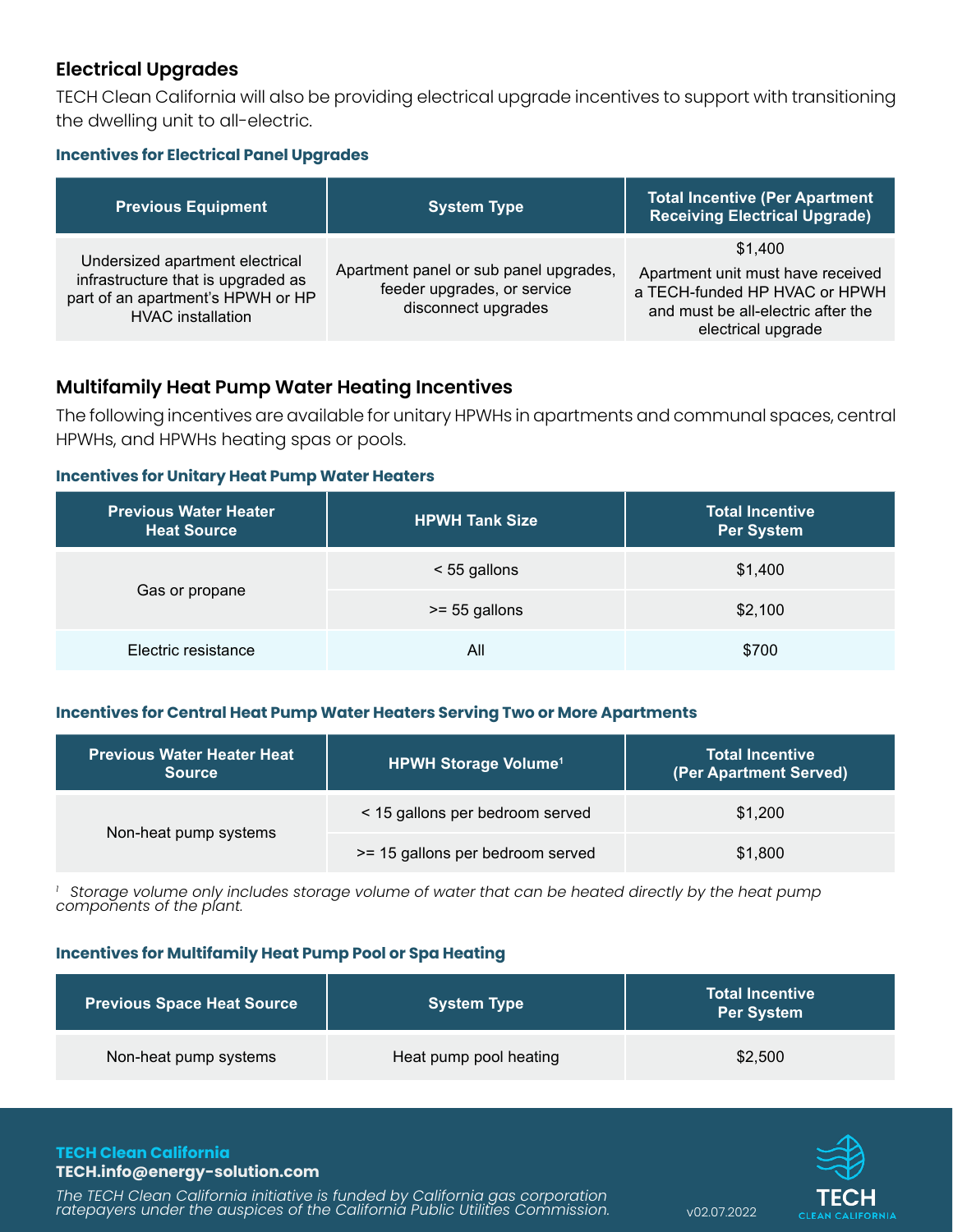## Electrical Upgrades

TECH Clean California will also be providing electrical upgrade incentives to support with transitioning the dwelling unit to all-electric.

### Incentives for Electrical Panel Upgrades

| Previous Equipment | System Type | Total Incentive (Per Apartment Receiving Electrical Upgrade) |
|---|---|---|
| Undersized apartment electrical infrastructure that is upgraded as part of an apartment's HPWH or HP HVAC installation | Apartment panel or sub panel upgrades, feeder upgrades, or service disconnect upgrades | $1,400<br>Apartment unit must have received a TECH-funded HP HVAC or HPWH and must be all-electric after the electrical upgrade |

## Multifamily Heat Pump Water Heating Incentives

The following incentives are available for unitary HPWHs in apartments and communal spaces, central HPWHs, and HPWHs heating spas or pools.

### Incentives for Unitary Heat Pump Water Heaters

| Previous Water Heater Heat Source | HPWH Tank Size | Total Incentive Per System |
|---|---|---|
| Gas or propane | < 55 gallons | $1,400 |
| | >= 55 gallons | $2,100 |
| Electric resistance | All | $700 |

### Incentives for Central Heat Pump Water Heaters Serving Two or More Apartments

| Previous Water Heater Heat Source | HPWH Storage Volume[1] | Total Incentive (Per Apartment Served) |
|---|---|---|
| Non-heat pump systems | < 15 gallons per bedroom served | $1,200 |
| | >= 15 gallons per bedroom served | $1,800 |

*[1] Storage volume only includes storage volume of water that can be heated directly by the heat pump components of the plant.*

### Incentives for Multifamily Heat Pump Pool or Spa Heating

| Previous Space Heat Source | System Type | Total Incentive Per System |
|---|---|---|
| Non-heat pump systems | Heat pump pool heating | $2,500 |

**TECH Clean California**
**TECH.info@energy-solution.com**

*The TECH Clean California initiative is funded by California gas corporation ratepayers under the auspices of the California Public Utilities Commission.*

v02.07.2022